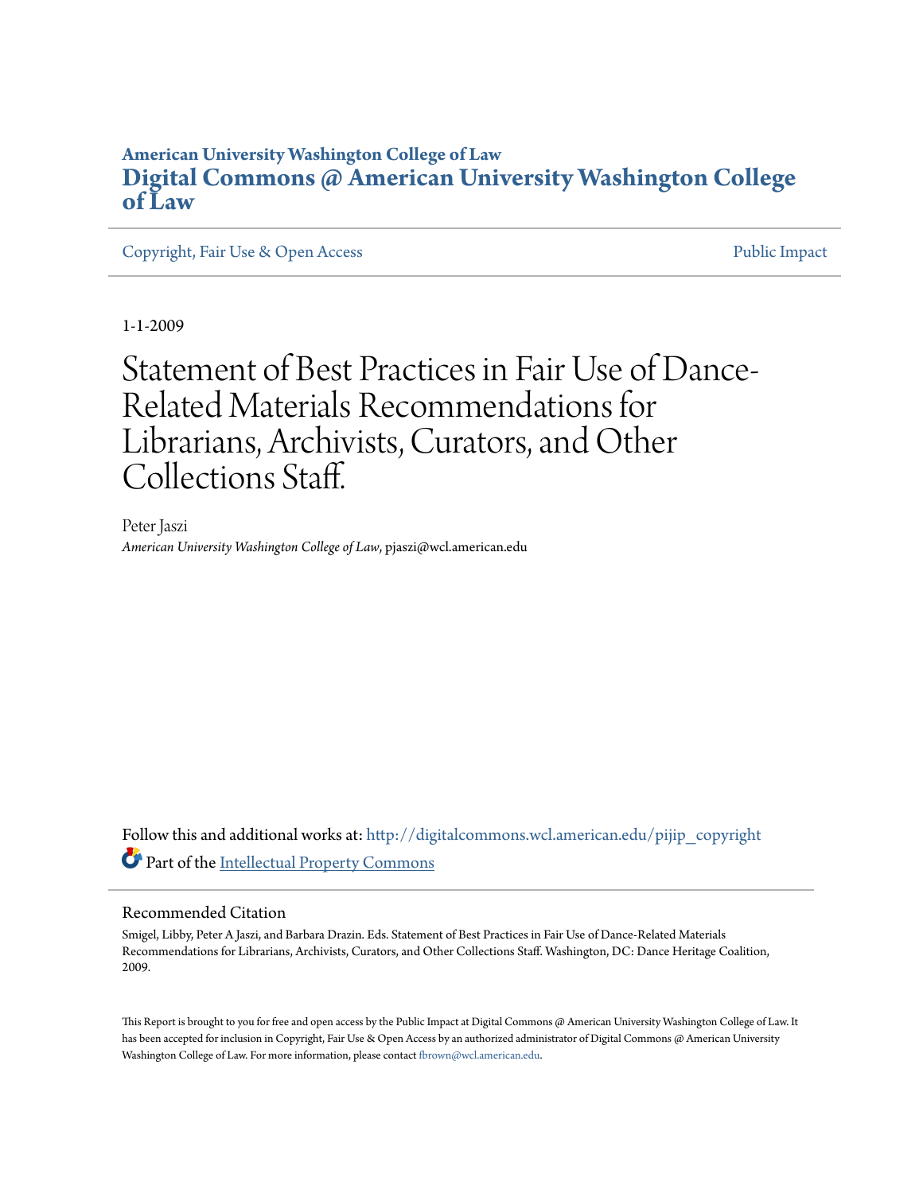**American University Washington College of Law**

# Digital Commons @ American University Washington College of Law

Copyright, Fair Use & Open Access | Public Impact

1-1-2009

# Statement of Best Practices in Fair Use of Dance-Related Materials Recommendations for Librarians, Archivists, Curators, and Other Collections Staff.

Peter Jaszi
*American University Washington College of Law*, pjaszi@wcl.american.edu

Follow this and additional works at: http://digitalcommons.wcl.american.edu/pijip_copyright

Part of the Intellectual Property Commons

## Recommended Citation

Smigel, Libby, Peter A Jaszi, and Barbara Drazin. Eds. Statement of Best Practices in Fair Use of Dance-Related Materials Recommendations for Librarians, Archivists, Curators, and Other Collections Staff. Washington, DC: Dance Heritage Coalition, 2009.

This Report is brought to you for free and open access by the Public Impact at Digital Commons @ American University Washington College of Law. It has been accepted for inclusion in Copyright, Fair Use & Open Access by an authorized administrator of Digital Commons @ American University Washington College of Law. For more information, please contact fbrown@wcl.american.edu.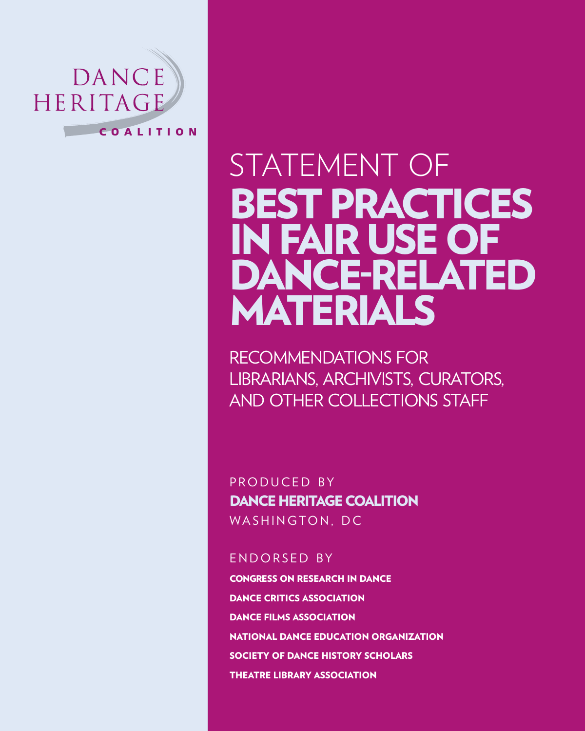DANCE HERITAGE COALITION

# STATEMENT OF BEST PRACTICES IN FAIR USE OF DANCE-RELATED MATERIALS

## RECOMMENDATIONS FOR LIBRARIANS, ARCHIVISTS, CURATORS, AND OTHER COLLECTIONS STAFF

PRODUCED BY

**DANCE HERITAGE COALITION**

WASHINGTON, DC

ENDORSED BY

**CONGRESS ON RESEARCH IN DANCE**

**DANCE CRITICS ASSOCIATION**

**DANCE FILMS ASSOCIATION**

**NATIONAL DANCE EDUCATION ORGANIZATION**

**SOCIETY OF DANCE HISTORY SCHOLARS**

**THEATRE LIBRARY ASSOCIATION**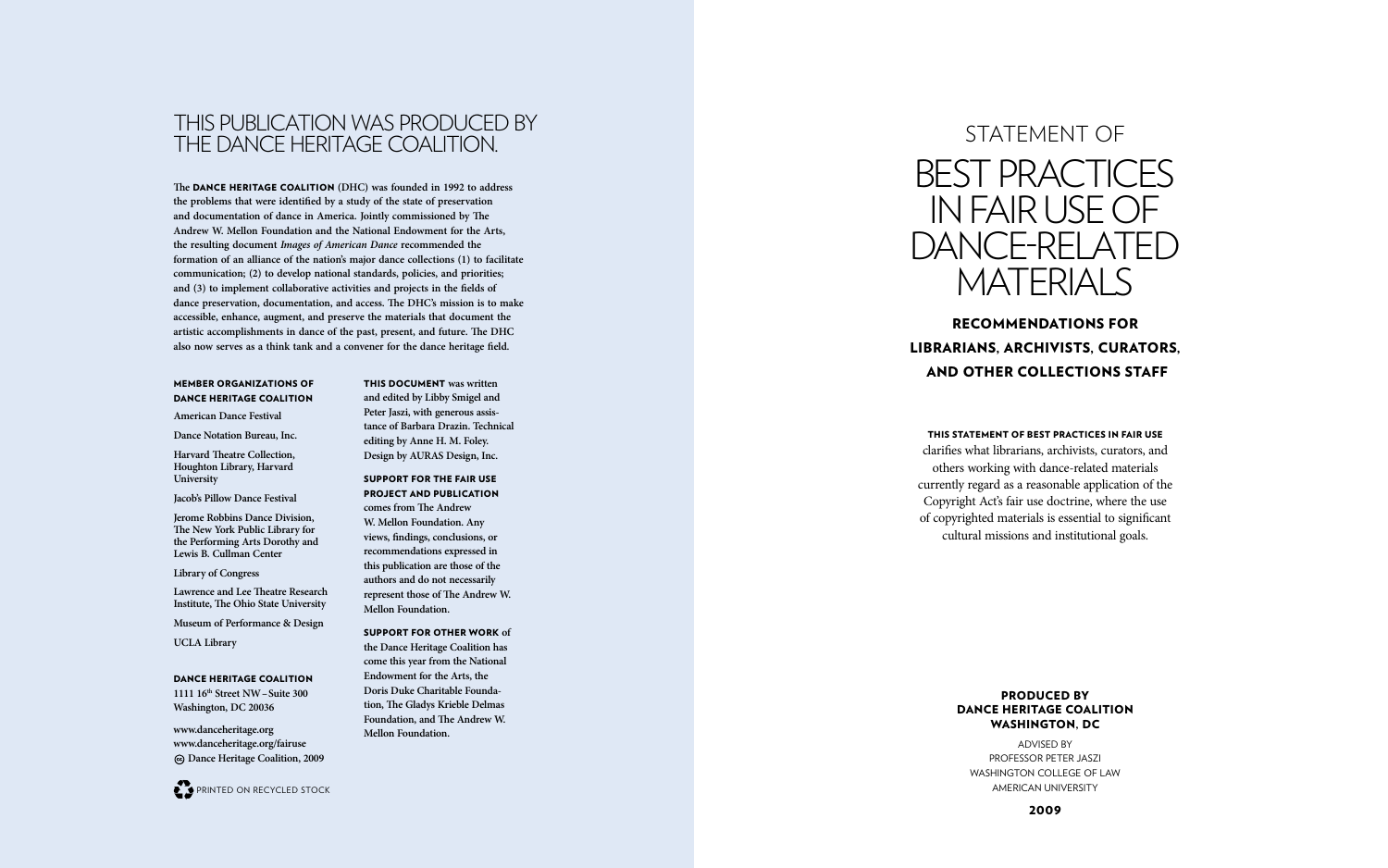# THIS PUBLICATION WAS PRODUCED BY THE DANCE HERITAGE COALITION.

**The DANCE HERITAGE COALITION (DHC) was founded in 1992 to address the problems that were identified by a study of the state of preservation and documentation of dance in America. Jointly commissioned by The Andrew W. Mellon Foundation and the National Endowment for the Arts, the resulting document *Images of American Dance* recommended the formation of an alliance of the nation's major dance collections (1) to facilitate communication; (2) to develop national standards, policies, and priorities; and (3) to implement collaborative activities and projects in the fields of dance preservation, documentation, and access. The DHC's mission is to make accessible, enhance, augment, and preserve the materials that document the artistic accomplishments in dance of the past, present, and future. The DHC also now serves as a think tank and a convener for the dance heritage field.**

**MEMBER ORGANIZATIONS OF DANCE HERITAGE COALITION**

**American Dance Festival**

**Dance Notation Bureau, Inc.**

**Harvard Theatre Collection, Houghton Library, Harvard University**

**Jacob's Pillow Dance Festival**

**Jerome Robbins Dance Division, The New York Public Library for the Performing Arts Dorothy and Lewis B. Cullman Center**

**Library of Congress**

**Lawrence and Lee Theatre Research Institute, The Ohio State University**

**Museum of Performance & Design**

**UCLA Library**

**DANCE HERITAGE COALITION**
**1111 16th Street NW – Suite 300**
**Washington, DC 20036**

**www.danceheritage.org**
**www.danceheritage.org/fairuse**
**© Dance Heritage Coalition, 2009**

**THIS DOCUMENT was written and edited by Libby Smigel and Peter Jaszi, with generous assistance of Barbara Drazin. Technical editing by Anne H. M. Foley. Design by AURAS Design, Inc.**

**SUPPORT FOR THE FAIR USE PROJECT AND PUBLICATION comes from The Andrew W. Mellon Foundation. Any views, findings, conclusions, or recommendations expressed in this publication are those of the authors and do not necessarily represent those of The Andrew W. Mellon Foundation.**

**SUPPORT FOR OTHER WORK of the Dance Heritage Coalition has come this year from the National Endowment for the Arts, the Doris Duke Charitable Foundation, The Gladys Krieble Delmas Foundation, and The Andrew W. Mellon Foundation.**

PRINTED ON RECYCLED STOCK

# STATEMENT OF BEST PRACTICES IN FAIR USE OF DANCE-RELATED MATERIALS

## RECOMMENDATIONS FOR LIBRARIANS, ARCHIVISTS, CURATORS, AND OTHER COLLECTIONS STAFF

**THIS STATEMENT OF BEST PRACTICES IN FAIR USE** clarifies what librarians, archivists, curators, and others working with dance-related materials currently regard as a reasonable application of the Copyright Act's fair use doctrine, where the use of copyrighted materials is essential to significant cultural missions and institutional goals.

**PRODUCED BY**
**DANCE HERITAGE COALITION**
**WASHINGTON, DC**

ADVISED BY
PROFESSOR PETER JASZI
WASHINGTON COLLEGE OF LAW
AMERICAN UNIVERSITY

**2009**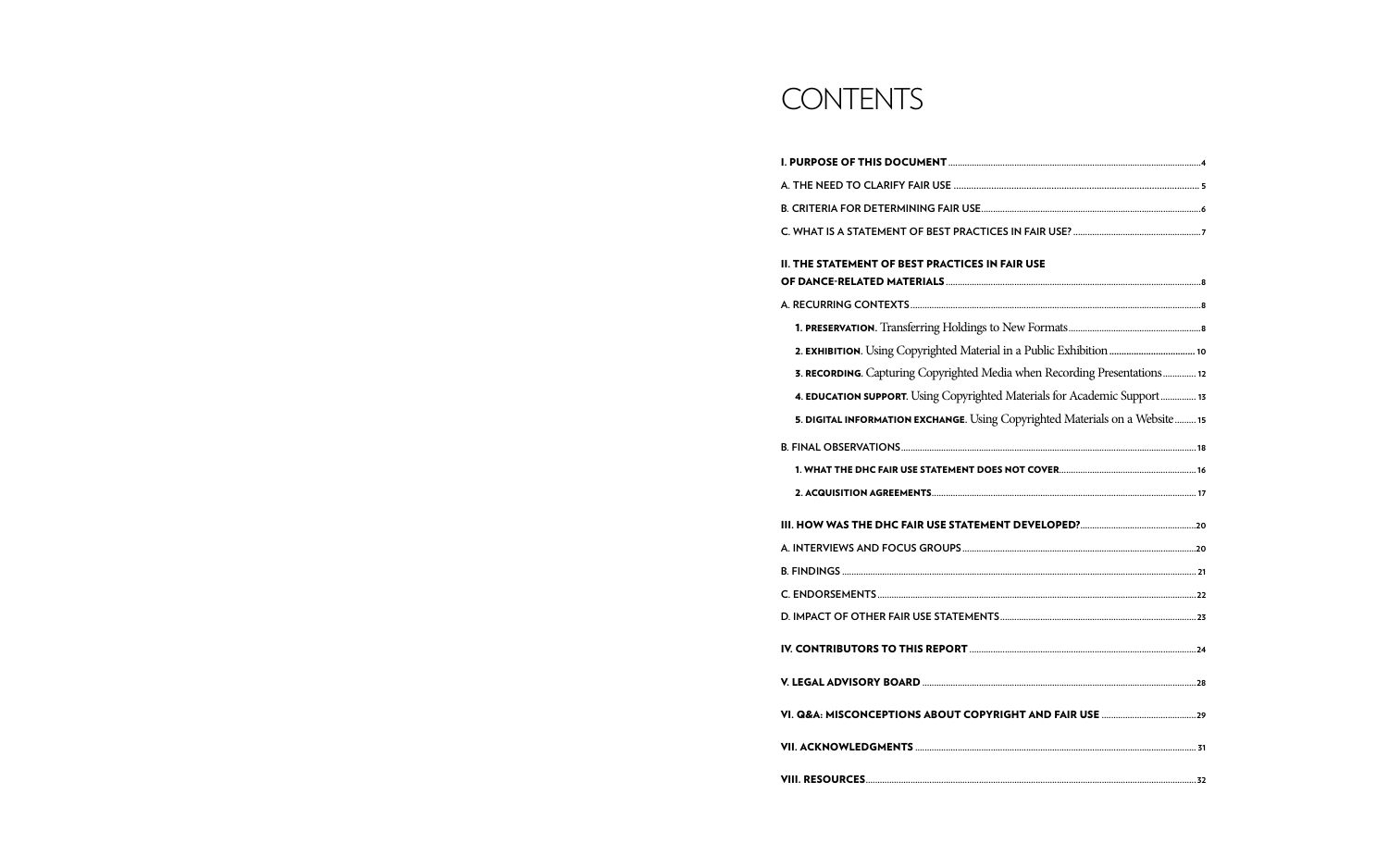# CONTENTS

**I. PURPOSE OF THIS DOCUMENT** .......... 4

A. THE NEED TO CLARIFY FAIR USE .......... 5

B. CRITERIA FOR DETERMINING FAIR USE .......... 6

C. WHAT IS A STATEMENT OF BEST PRACTICES IN FAIR USE? .......... 7

**II. THE STATEMENT OF BEST PRACTICES IN FAIR USE OF DANCE-RELATED MATERIALS** .......... 8

A. RECURRING CONTEXTS .......... 8

**1. PRESERVATION.** Transferring Holdings to New Formats .......... 8

**2. EXHIBITION.** Using Copyrighted Material in a Public Exhibition .......... 10

**3. RECORDING.** Capturing Copyrighted Media when Recording Presentations .......... 12

**4. EDUCATION SUPPORT.** Using Copyrighted Materials for Academic Support .......... 13

**5. DIGITAL INFORMATION EXCHANGE.** Using Copyrighted Materials on a Website .......... 15

B. FINAL OBSERVATIONS .......... 18

**1. WHAT THE DHC FAIR USE STATEMENT DOES NOT COVER** .......... 16

**2. ACQUISITION AGREEMENTS** .......... 17

**III. HOW WAS THE DHC FAIR USE STATEMENT DEVELOPED?** .......... 20

A. INTERVIEWS AND FOCUS GROUPS .......... 20

B. FINDINGS .......... 21

C. ENDORSEMENTS .......... 22

D. IMPACT OF OTHER FAIR USE STATEMENTS .......... 23

**IV. CONTRIBUTORS TO THIS REPORT** .......... 24

**V. LEGAL ADVISORY BOARD** .......... 28

**VI. Q&A: MISCONCEPTIONS ABOUT COPYRIGHT AND FAIR USE** .......... 29

**VII. ACKNOWLEDGMENTS** .......... 31

**VIII. RESOURCES** .......... 32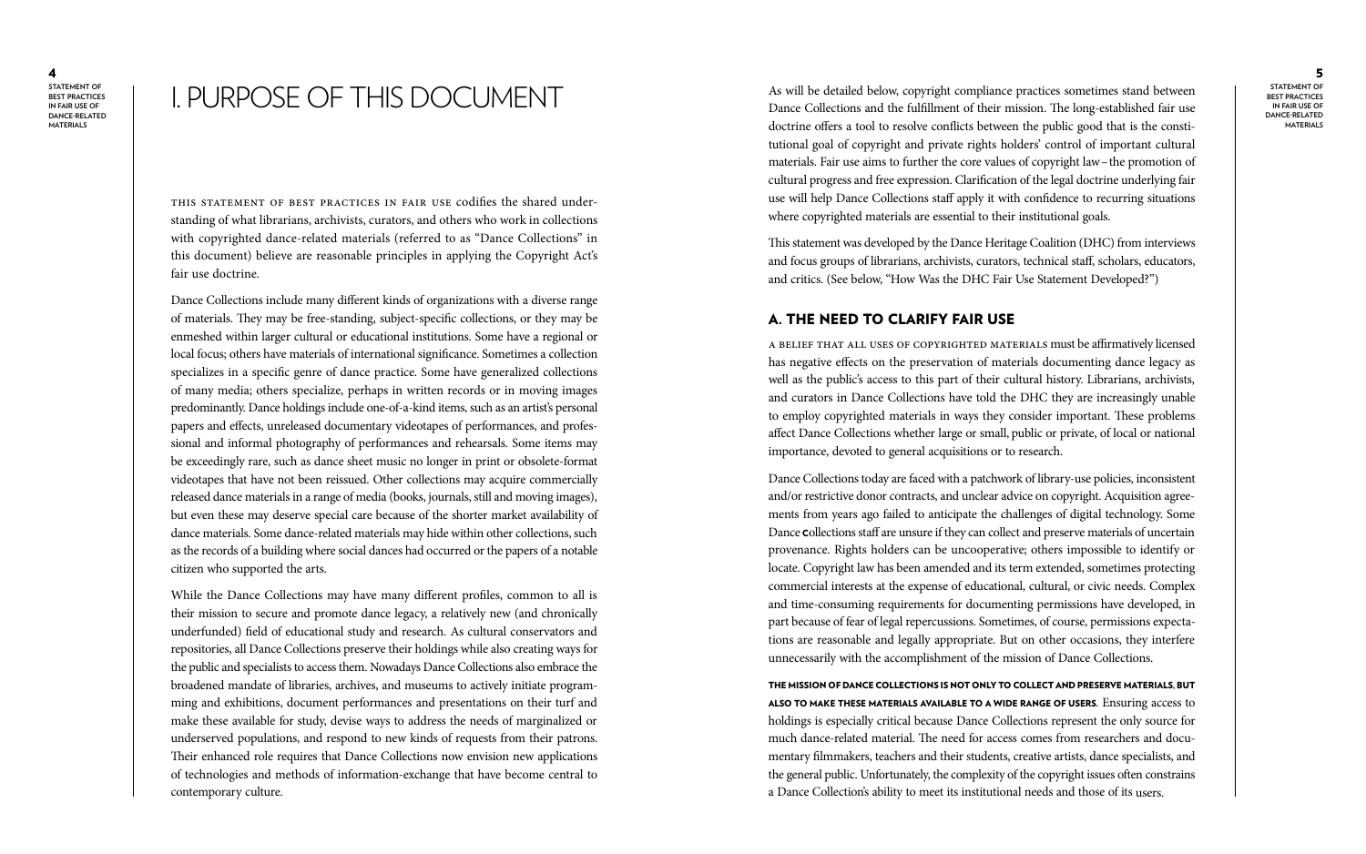# I. PURPOSE OF THIS DOCUMENT

This statement of best practices in fair use codifies the shared understanding of what librarians, archivists, curators, and others who work in collections with copyrighted dance-related materials (referred to as "Dance Collections" in this document) believe are reasonable principles in applying the Copyright Act's fair use doctrine.

Dance Collections include many different kinds of organizations with a diverse range of materials. They may be free-standing, subject-specific collections, or they may be enmeshed within larger cultural or educational institutions. Some have a regional or local focus; others have materials of international significance. Sometimes a collection specializes in a specific genre of dance practice. Some have generalized collections of many media; others specialize, perhaps in written records or in moving images predominantly. Dance holdings include one-of-a-kind items, such as an artist's personal papers and effects, unreleased documentary videotapes of performances, and professional and informal photography of performances and rehearsals. Some items may be exceedingly rare, such as dance sheet music no longer in print or obsolete-format videotapes that have not been reissued. Other collections may acquire commercially released dance materials in a range of media (books, journals, still and moving images), but even these may deserve special care because of the shorter market availability of dance materials. Some dance-related materials may hide within other collections, such as the records of a building where social dances had occurred or the papers of a notable citizen who supported the arts.

While the Dance Collections may have many different profiles, common to all is their mission to secure and promote dance legacy, a relatively new (and chronically underfunded) field of educational study and research. As cultural conservators and repositories, all Dance Collections preserve their holdings while also creating ways for the public and specialists to access them. Nowadays Dance Collections also embrace the broadened mandate of libraries, archives, and museums to actively initiate programming and exhibitions, document performances and presentations on their turf and make these available for study, devise ways to address the needs of marginalized or underserved populations, and respond to new kinds of requests from their patrons. Their enhanced role requires that Dance Collections now envision new applications of technologies and methods of information-exchange that have become central to contemporary culture.

As will be detailed below, copyright compliance practices sometimes stand between Dance Collections and the fulfillment of their mission. The long-established fair use doctrine offers a tool to resolve conflicts between the public good that is the constitutional goal of copyright and private rights holders' control of important cultural materials. Fair use aims to further the core values of copyright law – the promotion of cultural progress and free expression. Clarification of the legal doctrine underlying fair use will help Dance Collections staff apply it with confidence to recurring situations where copyrighted materials are essential to their institutional goals.

This statement was developed by the Dance Heritage Coalition (DHC) from interviews and focus groups of librarians, archivists, curators, technical staff, scholars, educators, and critics. (See below, "How Was the DHC Fair Use Statement Developed?")

## A. THE NEED TO CLARIFY FAIR USE

A belief that all uses of copyrighted materials must be affirmatively licensed has negative effects on the preservation of materials documenting dance legacy as well as the public's access to this part of their cultural history. Librarians, archivists, and curators in Dance Collections have told the DHC they are increasingly unable to employ copyrighted materials in ways they consider important. These problems affect Dance Collections whether large or small, public or private, of local or national importance, devoted to general acquisitions or to research.

Dance Collections today are faced with a patchwork of library-use policies, inconsistent and/or restrictive donor contracts, and unclear advice on copyright. Acquisition agreements from years ago failed to anticipate the challenges of digital technology. Some Dance Collections staff are unsure if they can collect and preserve materials of uncertain provenance. Rights holders can be uncooperative; others impossible to identify or locate. Copyright law has been amended and its term extended, sometimes protecting commercial interests at the expense of educational, cultural, or civic needs. Complex and time-consuming requirements for documenting permissions have developed, in part because of fear of legal repercussions. Sometimes, of course, permissions expectations are reasonable and legally appropriate. But on other occasions, they interfere unnecessarily with the accomplishment of the mission of Dance Collections.

**The mission of Dance Collections is not only to collect and preserve materials, but also to make these materials available to a wide range of users.** Ensuring access to holdings is especially critical because Dance Collections represent the only source for much dance-related material. The need for access comes from researchers and documentary filmmakers, teachers and their students, creative artists, dance specialists, and the general public. Unfortunately, the complexity of the copyright issues often constrains a Dance Collection's ability to meet its institutional needs and those of its users.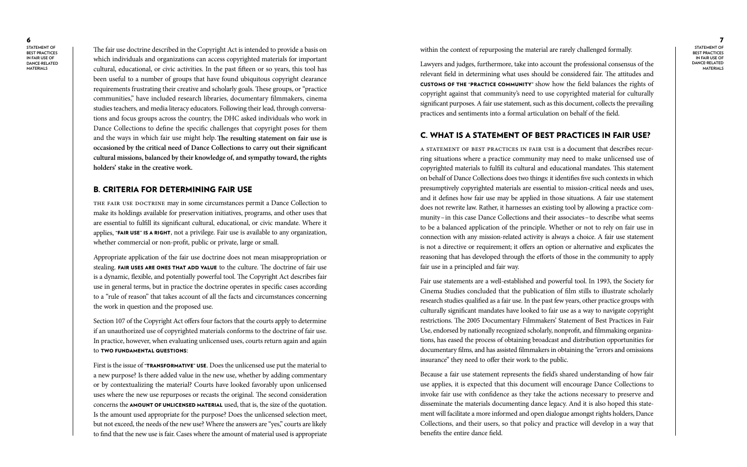The fair use doctrine described in the Copyright Act is intended to provide a basis on which individuals and organizations can access copyrighted materials for important cultural, educational, or civic activities. In the past fifteen or so years, this tool has been useful to a number of groups that have found ubiquitous copyright clearance requirements frustrating their creative and scholarly goals. These groups, or "practice communities," have included research libraries, documentary filmmakers, cinema studies teachers, and media literacy educators. Following their lead, through conversations and focus groups across the country, the DHC asked individuals who work in Dance Collections to define the specific challenges that copyright poses for them and the ways in which fair use might help. **The resulting statement on fair use is occasioned by the critical need of Dance Collections to carry out their significant cultural missions, balanced by their knowledge of, and sympathy toward, the rights holders' stake in the creative work.**

## B. CRITERIA FOR DETERMINING FAIR USE

THE FAIR USE DOCTRINE may in some circumstances permit a Dance Collection to make its holdings available for preservation initiatives, programs, and other uses that are essential to fulfill its significant cultural, educational, or civic mandate. Where it applies, **"FAIR USE" IS A RIGHT**, not a privilege. Fair use is available to any organization, whether commercial or non-profit, public or private, large or small.

Appropriate application of the fair use doctrine does not mean misappropriation or stealing. **FAIR USES ARE ONES THAT ADD VALUE** to the culture. The doctrine of fair use is a dynamic, flexible, and potentially powerful tool. The Copyright Act describes fair use in general terms, but in practice the doctrine operates in specific cases according to a "rule of reason" that takes account of all the facts and circumstances concerning the work in question and the proposed use.

Section 107 of the Copyright Act offers four factors that the courts apply to determine if an unauthorized use of copyrighted materials conforms to the doctrine of fair use. In practice, however, when evaluating unlicensed uses, courts return again and again to **TWO FUNDAMENTAL QUESTIONS**:

First is the issue of **"TRANSFORMATIVE" USE**. Does the unlicensed use put the material to a new purpose? Is there added value in the new use, whether by adding commentary or by contextualizing the material? Courts have looked favorably upon unlicensed uses where the new use repurposes or recasts the original. The second consideration concerns the **AMOUNT OF UNLICENSED MATERIAL** used, that is, the size of the quotation. Is the amount used appropriate for the purpose? Does the unlicensed selection meet, but not exceed, the needs of the new use? Where the answers are "yes," courts are likely to find that the new use is fair. Cases where the amount of material used is appropriate within the context of repurposing the material are rarely challenged formally.

Lawyers and judges, furthermore, take into account the professional consensus of the relevant field in determining what uses should be considered fair. The attitudes and **CUSTOMS OF THE "PRACTICE COMMUNITY"** show how the field balances the rights of copyright against that community's need to use copyrighted material for culturally significant purposes. A fair use statement, such as this document, collects the prevailing practices and sentiments into a formal articulation on behalf of the field.

## C. WHAT IS A STATEMENT OF BEST PRACTICES IN FAIR USE?

A STATEMENT OF BEST PRACTICES IN FAIR USE is a document that describes recurring situations where a practice community may need to make unlicensed use of copyrighted materials to fulfill its cultural and educational mandates. This statement on behalf of Dance Collections does two things: it identifies five such contexts in which presumptively copyrighted materials are essential to mission-critical needs and uses, and it defines how fair use may be applied in those situations. A fair use statement does not rewrite law. Rather, it harnesses an existing tool by allowing a practice community – in this case Dance Collections and their associates – to describe what seems to be a balanced application of the principle. Whether or not to rely on fair use in connection with any mission-related activity is always a choice. A fair use statement is not a directive or requirement; it offers an option or alternative and explicates the reasoning that has developed through the efforts of those in the community to apply fair use in a principled and fair way.

Fair use statements are a well-established and powerful tool. In 1993, the Society for Cinema Studies concluded that the publication of film stills to illustrate scholarly research studies qualified as a fair use. In the past few years, other practice groups with culturally significant mandates have looked to fair use as a way to navigate copyright restrictions. The 2005 Documentary Filmmakers' Statement of Best Practices in Fair Use, endorsed by nationally recognized scholarly, nonprofit, and filmmaking organizations, has eased the process of obtaining broadcast and distribution opportunities for documentary films, and has assisted filmmakers in obtaining the "errors and omissions insurance" they need to offer their work to the public.

Because a fair use statement represents the field's shared understanding of how fair use applies, it is expected that this document will encourage Dance Collections to invoke fair use with confidence as they take the actions necessary to preserve and disseminate the materials documenting dance legacy. And it is also hoped this statement will facilitate a more informed and open dialogue amongst rights holders, Dance Collections, and their users, so that policy and practice will develop in a way that benefits the entire dance field.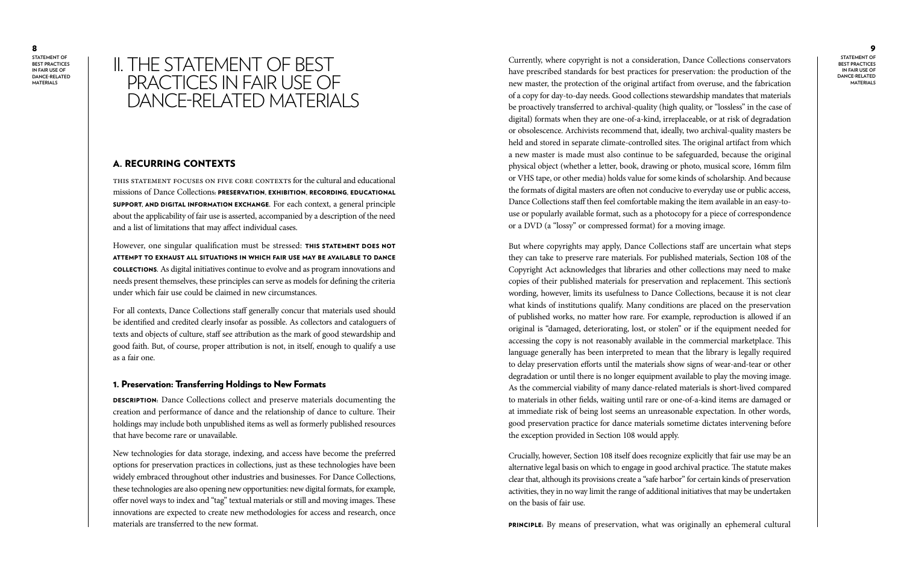# II. THE STATEMENT OF BEST PRACTICES IN FAIR USE OF DANCE-RELATED MATERIALS

## A. RECURRING CONTEXTS

THIS STATEMENT FOCUSES ON FIVE CORE CONTEXTS for the cultural and educational missions of Dance Collections: **PRESERVATION**, **EXHIBITION**, **RECORDING**, **EDUCATIONAL SUPPORT**, **AND DIGITAL INFORMATION EXCHANGE**. For each context, a general principle about the applicability of fair use is asserted, accompanied by a description of the need and a list of limitations that may affect individual cases.

However, one singular qualification must be stressed: **THIS STATEMENT DOES NOT ATTEMPT TO EXHAUST ALL SITUATIONS IN WHICH FAIR USE MAY BE AVAILABLE TO DANCE COLLECTIONS**. As digital initiatives continue to evolve and as program innovations and needs present themselves, these principles can serve as models for defining the criteria under which fair use could be claimed in new circumstances.

For all contexts, Dance Collections staff generally concur that materials used should be identified and credited clearly insofar as possible. As collectors and cataloguers of texts and objects of culture, staff see attribution as the mark of good stewardship and good faith. But, of course, proper attribution is not, in itself, enough to qualify a use as a fair one.

### 1. Preservation: Transferring Holdings to New Formats

**DESCRIPTION**: Dance Collections collect and preserve materials documenting the creation and performance of dance and the relationship of dance to culture. Their holdings may include both unpublished items as well as formerly published resources that have become rare or unavailable.

New technologies for data storage, indexing, and access have become the preferred options for preservation practices in collections, just as these technologies have been widely embraced throughout other industries and businesses. For Dance Collections, these technologies are also opening new opportunities: new digital formats, for example, offer novel ways to index and "tag" textual materials or still and moving images. These innovations are expected to create new methodologies for access and research, once materials are transferred to the new format.

Currently, where copyright is not a consideration, Dance Collections conservators have prescribed standards for best practices for preservation: the production of the new master, the protection of the original artifact from overuse, and the fabrication of a copy for day-to-day needs. Good collections stewardship mandates that materials be proactively transferred to archival-quality (high quality, or "lossless" in the case of digital) formats when they are one-of-a-kind, irreplaceable, or at risk of degradation or obsolescence. Archivists recommend that, ideally, two archival-quality masters be held and stored in separate climate-controlled sites. The original artifact from which a new master is made must also continue to be safeguarded, because the original physical object (whether a letter, book, drawing or photo, musical score, 16mm film or VHS tape, or other media) holds value for some kinds of scholarship. And because the formats of digital masters are often not conducive to everyday use or public access, Dance Collections staff then feel comfortable making the item available in an easy-to-use or popularly available format, such as a photocopy for a piece of correspondence or a DVD (a "lossy" or compressed format) for a moving image.

But where copyrights may apply, Dance Collections staff are uncertain what steps they can take to preserve rare materials. For published materials, Section 108 of the Copyright Act acknowledges that libraries and other collections may need to make copies of their published materials for preservation and replacement. This section's wording, however, limits its usefulness to Dance Collections, because it is not clear what kinds of institutions qualify. Many conditions are placed on the preservation of published works, no matter how rare. For example, reproduction is allowed if an original is "damaged, deteriorating, lost, or stolen" or if the equipment needed for accessing the copy is not reasonably available in the commercial marketplace. This language generally has been interpreted to mean that the library is legally required to delay preservation efforts until the materials show signs of wear-and-tear or other degradation or until there is no longer equipment available to play the moving image. As the commercial viability of many dance-related materials is short-lived compared to materials in other fields, waiting until rare or one-of-a-kind items are damaged or at immediate risk of being lost seems an unreasonable expectation. In other words, good preservation practice for dance materials sometime dictates intervening before the exception provided in Section 108 would apply.

Crucially, however, Section 108 itself does recognize explicitly that fair use may be an alternative legal basis on which to engage in good archival practice. The statute makes clear that, although its provisions create a "safe harbor" for certain kinds of preservation activities, they in no way limit the range of additional initiatives that may be undertaken on the basis of fair use.

**PRINCIPLE**: By means of preservation, what was originally an ephemeral cultural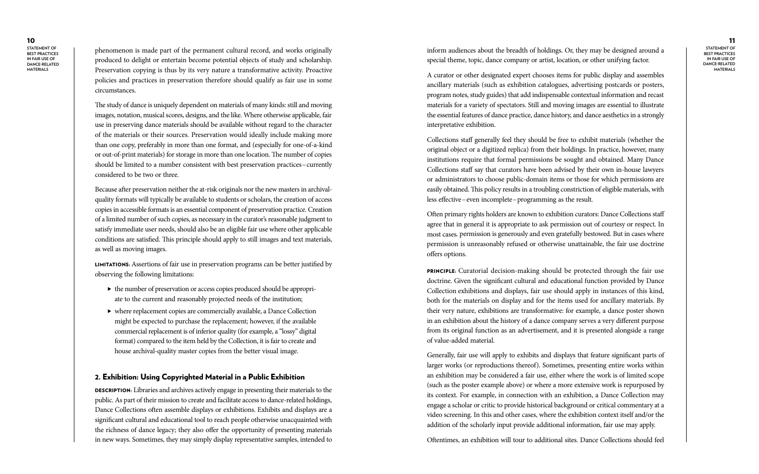phenomenon is made part of the permanent cultural record, and works originally produced to delight or entertain become potential objects of study and scholarship. Preservation copying is thus by its very nature a transformative activity. Proactive policies and practices in preservation therefore should qualify as fair use in some circumstances.

The study of dance is uniquely dependent on materials of many kinds: still and moving images, notation, musical scores, designs, and the like. Where otherwise applicable, fair use in preserving dance materials should be available without regard to the character of the materials or their sources. Preservation would ideally include making more than one copy, preferably in more than one format, and (especially for one-of-a-kind or out-of-print materials) for storage in more than one location. The number of copies should be limited to a number consistent with best preservation practices – currently considered to be two or three.

Because after preservation neither the at-risk originals nor the new masters in archival-quality formats will typically be available to students or scholars, the creation of access copies in accessible formats is an essential component of preservation practice. Creation of a limited number of such copies, as necessary in the curator's reasonable judgment to satisfy immediate user needs, should also be an eligible fair use where other applicable conditions are satisfied. This principle should apply to still images and text materials, as well as moving images.

**LIMITATIONS**: Assertions of fair use in preservation programs can be better justified by observing the following limitations:

- the number of preservation or access copies produced should be appropriate to the current and reasonably projected needs of the institution;
- where replacement copies are commercially available, a Dance Collection might be expected to purchase the replacement; however, if the available commercial replacement is of inferior quality (for example, a "lossy" digital format) compared to the item held by the Collection, it is fair to create and house archival-quality master copies from the better visual image.

## 2. Exhibition: Using Copyrighted Material in a Public Exhibition

**DESCRIPTION**: Libraries and archives actively engage in presenting their materials to the public. As part of their mission to create and facilitate access to dance-related holdings, Dance Collections often assemble displays or exhibitions. Exhibits and displays are a significant cultural and educational tool to reach people otherwise unacquainted with the richness of dance legacy; they also offer the opportunity of presenting materials in new ways. Sometimes, they may simply display representative samples, intended to inform audiences about the breadth of holdings. Or, they may be designed around a special theme, topic, dance company or artist, location, or other unifying factor.

A curator or other designated expert chooses items for public display and assembles ancillary materials (such as exhibition catalogues, advertising postcards or posters, program notes, study guides) that add indispensable contextual information and recast materials for a variety of spectators. Still and moving images are essential to illustrate the essential features of dance practice, dance history, and dance aesthetics in a strongly interpretative exhibition.

Collections staff generally feel they should be free to exhibit materials (whether the original object or a digitized replica) from their holdings. In practice, however, many institutions require that formal permissions be sought and obtained. Many Dance Collections staff say that curators have been advised by their own in-house lawyers or administrators to choose public-domain items or those for which permissions are easily obtained. This policy results in a troubling constriction of eligible materials, with less effective – even incomplete – programming as the result.

Often primary rights holders are known to exhibition curators: Dance Collections staff agree that in general it is appropriate to ask permission out of courtesy or respect. In most cases, permission is generously and even gratefully bestowed. But in cases where permission is unreasonably refused or otherwise unattainable, the fair use doctrine offers options.

**PRINCIPLE**: Curatorial decision-making should be protected through the fair use doctrine. Given the significant cultural and educational function provided by Dance Collection exhibitions and displays, fair use should apply in instances of this kind, both for the materials on display and for the items used for ancillary materials. By their very nature, exhibitions are transformative: for example, a dance poster shown in an exhibition about the history of a dance company serves a very different purpose from its original function as an advertisement, and it is presented alongside a range of value-added material.

Generally, fair use will apply to exhibits and displays that feature significant parts of larger works (or reproductions thereof). Sometimes, presenting entire works within an exhibition may be considered a fair use, either where the work is of limited scope (such as the poster example above) or where a more extensive work is repurposed by its context. For example, in connection with an exhibition, a Dance Collection may engage a scholar or critic to provide historical background or critical commentary at a video screening. In this and other cases, where the exhibition context itself and/or the addition of the scholarly input provide additional information, fair use may apply.

Oftentimes, an exhibition will tour to additional sites. Dance Collections should feel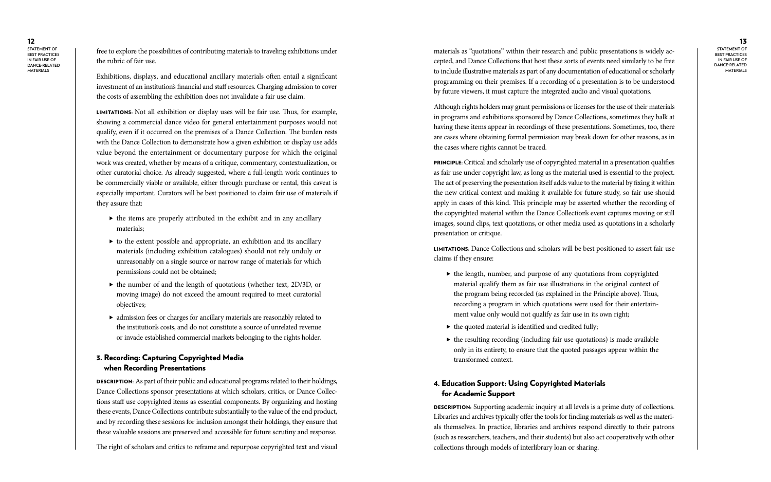free to explore the possibilities of contributing materials to traveling exhibitions under the rubric of fair use.

Exhibitions, displays, and educational ancillary materials often entail a significant investment of an institution's financial and staff resources. Charging admission to cover the costs of assembling the exhibition does not invalidate a fair use claim.

**LIMITATIONS**: Not all exhibition or display uses will be fair use. Thus, for example, showing a commercial dance video for general entertainment purposes would not qualify, even if it occurred on the premises of a Dance Collection. The burden rests with the Dance Collection to demonstrate how a given exhibition or display use adds value beyond the entertainment or documentary purpose for which the original work was created, whether by means of a critique, commentary, contextualization, or other curatorial choice. As already suggested, where a full-length work continues to be commercially viable or available, either through purchase or rental, this caveat is especially important. Curators will be best positioned to claim fair use of materials if they assure that:

- the items are properly attributed in the exhibit and in any ancillary materials;
- to the extent possible and appropriate, an exhibition and its ancillary materials (including exhibition catalogues) should not rely unduly or unreasonably on a single source or narrow range of materials for which permissions could not be obtained;
- the number of and the length of quotations (whether text, 2D/3D, or moving image) do not exceed the amount required to meet curatorial objectives;
- admission fees or charges for ancillary materials are reasonably related to the institution's costs, and do not constitute a source of unrelated revenue or invade established commercial markets belonging to the rights holder.

## 3. Recording: Capturing Copyrighted Media when Recording Presentations

**DESCRIPTION**: As part of their public and educational programs related to their holdings, Dance Collections sponsor presentations at which scholars, critics, or Dance Collections staff use copyrighted items as essential components. By organizing and hosting these events, Dance Collections contribute substantially to the value of the end product, and by recording these sessions for inclusion amongst their holdings, they ensure that these valuable sessions are preserved and accessible for future scrutiny and response.

The right of scholars and critics to reframe and repurpose copyrighted text and visual materials as "quotations" within their research and public presentations is widely accepted, and Dance Collections that host these sorts of events need similarly to be free to include illustrative materials as part of any documentation of educational or scholarly programming on their premises. If a recording of a presentation is to be understood by future viewers, it must capture the integrated audio and visual quotations.

Although rights holders may grant permissions or licenses for the use of their materials in programs and exhibitions sponsored by Dance Collections, sometimes they balk at having these items appear in recordings of these presentations. Sometimes, too, there are cases where obtaining formal permission may break down for other reasons, as in the cases where rights cannot be traced.

**PRINCIPLE**: Critical and scholarly use of copyrighted material in a presentation qualifies as fair use under copyright law, as long as the material used is essential to the project. The act of preserving the presentation itself adds value to the material by fixing it within the new critical context and making it available for future study, so fair use should apply in cases of this kind. This principle may be asserted whether the recording of the copyrighted material within the Dance Collection's event captures moving or still images, sound clips, text quotations, or other media used as quotations in a scholarly presentation or critique.

**LIMITATIONS**: Dance Collections and scholars will be best positioned to assert fair use claims if they ensure:

- the length, number, and purpose of any quotations from copyrighted material qualify them as fair use illustrations in the original context of the program being recorded (as explained in the Principle above). Thus, recording a program in which quotations were used for their entertainment value only would not qualify as fair use in its own right;
- the quoted material is identified and credited fully;
- the resulting recording (including fair use quotations) is made available only in its entirety, to ensure that the quoted passages appear within the transformed context.

## 4. Education Support: Using Copyrighted Materials for Academic Support

**DESCRIPTION**: Supporting academic inquiry at all levels is a prime duty of collections. Libraries and archives typically offer the tools for finding materials as well as the materials themselves. In practice, libraries and archives respond directly to their patrons (such as researchers, teachers, and their students) but also act cooperatively with other collections through models of interlibrary loan or sharing.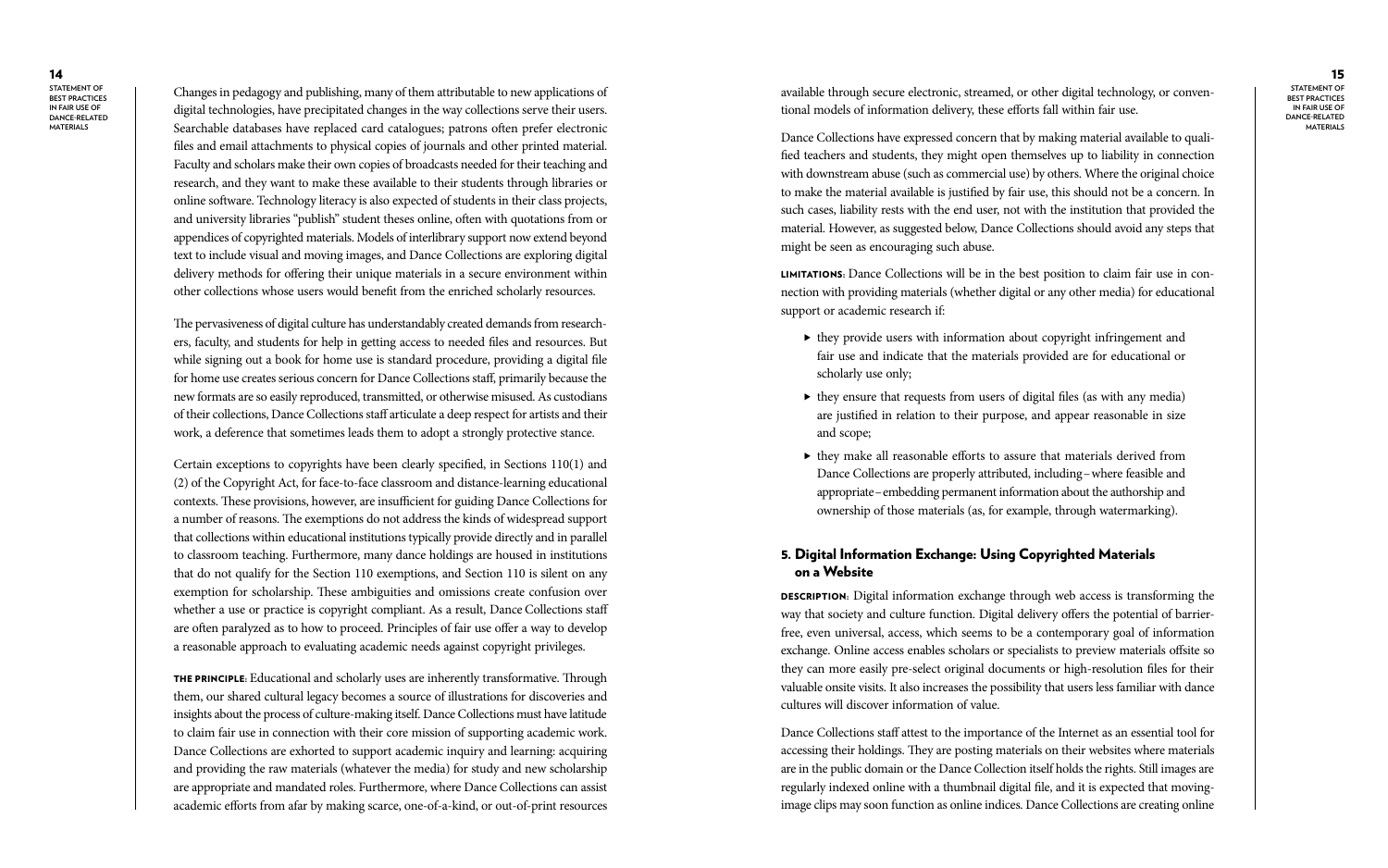Changes in pedagogy and publishing, many of them attributable to new applications of digital technologies, have precipitated changes in the way collections serve their users. Searchable databases have replaced card catalogues; patrons often prefer electronic files and email attachments to physical copies of journals and other printed material. Faculty and scholars make their own copies of broadcasts needed for their teaching and research, and they want to make these available to their students through libraries or online software. Technology literacy is also expected of students in their class projects, and university libraries "publish" student theses online, often with quotations from or appendices of copyrighted materials. Models of interlibrary support now extend beyond text to include visual and moving images, and Dance Collections are exploring digital delivery methods for offering their unique materials in a secure environment within other collections whose users would benefit from the enriched scholarly resources.

The pervasiveness of digital culture has understandably created demands from researchers, faculty, and students for help in getting access to needed files and resources. But while signing out a book for home use is standard procedure, providing a digital file for home use creates serious concern for Dance Collections staff, primarily because the new formats are so easily reproduced, transmitted, or otherwise misused. As custodians of their collections, Dance Collections staff articulate a deep respect for artists and their work, a deference that sometimes leads them to adopt a strongly protective stance.

Certain exceptions to copyrights have been clearly specified, in Sections 110(1) and (2) of the Copyright Act, for face-to-face classroom and distance-learning educational contexts. These provisions, however, are insufficient for guiding Dance Collections for a number of reasons. The exemptions do not address the kinds of widespread support that collections within educational institutions typically provide directly and in parallel to classroom teaching. Furthermore, many dance holdings are housed in institutions that do not qualify for the Section 110 exemptions, and Section 110 is silent on any exemption for scholarship. These ambiguities and omissions create confusion over whether a use or practice is copyright compliant. As a result, Dance Collections staff are often paralyzed as to how to proceed. Principles of fair use offer a way to develop a reasonable approach to evaluating academic needs against copyright privileges.

**THE PRINCIPLE:** Educational and scholarly uses are inherently transformative. Through them, our shared cultural legacy becomes a source of illustrations for discoveries and insights about the process of culture-making itself. Dance Collections must have latitude to claim fair use in connection with their core mission of supporting academic work. Dance Collections are exhorted to support academic inquiry and learning: acquiring and providing the raw materials (whatever the media) for study and new scholarship are appropriate and mandated roles. Furthermore, where Dance Collections can assist academic efforts from afar by making scarce, one-of-a-kind, or out-of-print resources available through secure electronic, streamed, or other digital technology, or conventional models of information delivery, these efforts fall within fair use.

Dance Collections have expressed concern that by making material available to qualified teachers and students, they might open themselves up to liability in connection with downstream abuse (such as commercial use) by others. Where the original choice to make the material available is justified by fair use, this should not be a concern. In such cases, liability rests with the end user, not with the institution that provided the material. However, as suggested below, Dance Collections should avoid any steps that might be seen as encouraging such abuse.

**LIMITATIONS:** Dance Collections will be in the best position to claim fair use in connection with providing materials (whether digital or any other media) for educational support or academic research if:

- they provide users with information about copyright infringement and fair use and indicate that the materials provided are for educational or scholarly use only;
- they ensure that requests from users of digital files (as with any media) are justified in relation to their purpose, and appear reasonable in size and scope;
- they make all reasonable efforts to assure that materials derived from Dance Collections are properly attributed, including – where feasible and appropriate – embedding permanent information about the authorship and ownership of those materials (as, for example, through watermarking).

## 5. Digital Information Exchange: Using Copyrighted Materials on a Website

**DESCRIPTION:** Digital information exchange through web access is transforming the way that society and culture function. Digital delivery offers the potential of barrier-free, even universal, access, which seems to be a contemporary goal of information exchange. Online access enables scholars or specialists to preview materials offsite so they can more easily pre-select original documents or high-resolution files for their valuable onsite visits. It also increases the possibility that users less familiar with dance cultures will discover information of value.

Dance Collections staff attest to the importance of the Internet as an essential tool for accessing their holdings. They are posting materials on their websites where materials are in the public domain or the Dance Collection itself holds the rights. Still images are regularly indexed online with a thumbnail digital file, and it is expected that moving-image clips may soon function as online indices. Dance Collections are creating online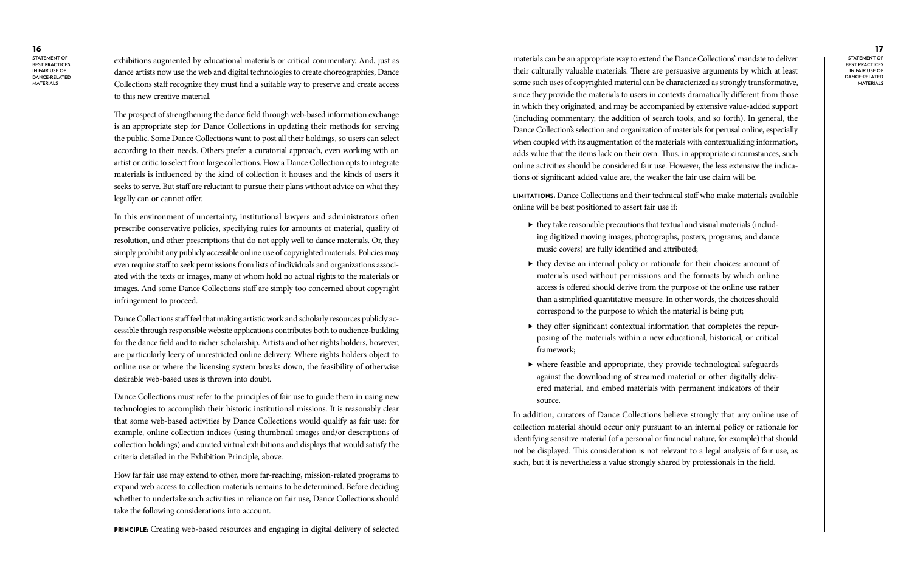exhibitions augmented by educational materials or critical commentary. And, just as dance artists now use the web and digital technologies to create choreographies, Dance Collections staff recognize they must find a suitable way to preserve and create access to this new creative material.

The prospect of strengthening the dance field through web-based information exchange is an appropriate step for Dance Collections in updating their methods for serving the public. Some Dance Collections want to post all their holdings, so users can select according to their needs. Others prefer a curatorial approach, even working with an artist or critic to select from large collections. How a Dance Collection opts to integrate materials is influenced by the kind of collection it houses and the kinds of users it seeks to serve. But staff are reluctant to pursue their plans without advice on what they legally can or cannot offer.

In this environment of uncertainty, institutional lawyers and administrators often prescribe conservative policies, specifying rules for amounts of material, quality of resolution, and other prescriptions that do not apply well to dance materials. Or, they simply prohibit any publicly accessible online use of copyrighted materials. Policies may even require staff to seek permissions from lists of individuals and organizations associated with the texts or images, many of whom hold no actual rights to the materials or images. And some Dance Collections staff are simply too concerned about copyright infringement to proceed.

Dance Collections staff feel that making artistic work and scholarly resources publicly accessible through responsible website applications contributes both to audience-building for the dance field and to richer scholarship. Artists and other rights holders, however, are particularly leery of unrestricted online delivery. Where rights holders object to online use or where the licensing system breaks down, the feasibility of otherwise desirable web-based uses is thrown into doubt.

Dance Collections must refer to the principles of fair use to guide them in using new technologies to accomplish their historic institutional missions. It is reasonably clear that some web-based activities by Dance Collections would qualify as fair use: for example, online collection indices (using thumbnail images and/or descriptions of collection holdings) and curated virtual exhibitions and displays that would satisfy the criteria detailed in the Exhibition Principle, above.

How far fair use may extend to other, more far-reaching, mission-related programs to expand web access to collection materials remains to be determined. Before deciding whether to undertake such activities in reliance on fair use, Dance Collections should take the following considerations into account.

**PRINCIPLE:** Creating web-based resources and engaging in digital delivery of selected materials can be an appropriate way to extend the Dance Collections' mandate to deliver their culturally valuable materials. There are persuasive arguments by which at least some such uses of copyrighted material can be characterized as strongly transformative, since they provide the materials to users in contexts dramatically different from those in which they originated, and may be accompanied by extensive value-added support (including commentary, the addition of search tools, and so forth). In general, the Dance Collection's selection and organization of materials for perusal online, especially when coupled with its augmentation of the materials with contextualizing information, adds value that the items lack on their own. Thus, in appropriate circumstances, such online activities should be considered fair use. However, the less extensive the indications of significant added value are, the weaker the fair use claim will be.

**LIMITATIONS:** Dance Collections and their technical staff who make materials available online will be best positioned to assert fair use if:

- they take reasonable precautions that textual and visual materials (including digitized moving images, photographs, posters, programs, and dance music covers) are fully identified and attributed;
- they devise an internal policy or rationale for their choices: amount of materials used without permissions and the formats by which online access is offered should derive from the purpose of the online use rather than a simplified quantitative measure. In other words, the choices should correspond to the purpose to which the material is being put;
- they offer significant contextual information that completes the repurposing of the materials within a new educational, historical, or critical framework;
- where feasible and appropriate, they provide technological safeguards against the downloading of streamed material or other digitally delivered material, and embed materials with permanent indicators of their source.

In addition, curators of Dance Collections believe strongly that any online use of collection material should occur only pursuant to an internal policy or rationale for identifying sensitive material (of a personal or financial nature, for example) that should not be displayed. This consideration is not relevant to a legal analysis of fair use, as such, but it is nevertheless a value strongly shared by professionals in the field.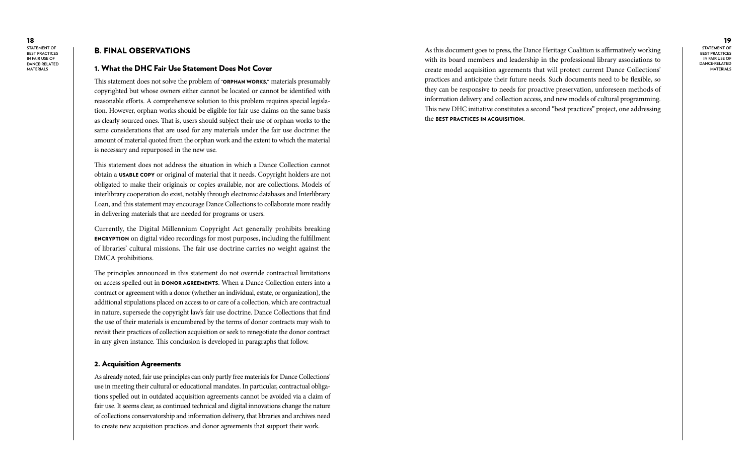## B. FINAL OBSERVATIONS

### 1. What the DHC Fair Use Statement Does Not Cover

This statement does not solve the problem of "**ORPHAN WORKS**," materials presumably copyrighted but whose owners either cannot be located or cannot be identified with reasonable efforts. A comprehensive solution to this problem requires special legislation. However, orphan works should be eligible for fair use claims on the same basis as clearly sourced ones. That is, users should subject their use of orphan works to the same considerations that are used for any materials under the fair use doctrine: the amount of material quoted from the orphan work and the extent to which the material is necessary and repurposed in the new use.

This statement does not address the situation in which a Dance Collection cannot obtain a **USABLE COPY** or original of material that it needs. Copyright holders are not obligated to make their originals or copies available, nor are collections. Models of interlibrary cooperation do exist, notably through electronic databases and Interlibrary Loan, and this statement may encourage Dance Collections to collaborate more readily in delivering materials that are needed for programs or users.

Currently, the Digital Millennium Copyright Act generally prohibits breaking **ENCRYPTION** on digital video recordings for most purposes, including the fulfillment of libraries' cultural missions. The fair use doctrine carries no weight against the DMCA prohibitions.

The principles announced in this statement do not override contractual limitations on access spelled out in **DONOR AGREEMENTS**. When a Dance Collection enters into a contract or agreement with a donor (whether an individual, estate, or organization), the additional stipulations placed on access to or care of a collection, which are contractual in nature, supersede the copyright law's fair use doctrine. Dance Collections that find the use of their materials is encumbered by the terms of donor contracts may wish to revisit their practices of collection acquisition or seek to renegotiate the donor contract in any given instance. This conclusion is developed in paragraphs that follow.

### 2. Acquisition Agreements

As already noted, fair use principles can only partly free materials for Dance Collections' use in meeting their cultural or educational mandates. In particular, contractual obligations spelled out in outdated acquisition agreements cannot be avoided via a claim of fair use. It seems clear, as continued technical and digital innovations change the nature of collections conservatorship and information delivery, that libraries and archives need to create new acquisition practices and donor agreements that support their work.

As this document goes to press, the Dance Heritage Coalition is affirmatively working with its board members and leadership in the professional library associations to create model acquisition agreements that will protect current Dance Collections' practices and anticipate their future needs. Such documents need to be flexible, so they can be responsive to needs for proactive preservation, unforeseen methods of information delivery and collection access, and new models of cultural programming. This new DHC initiative constitutes a second "best practices" project, one addressing the **BEST PRACTICES IN ACQUISITION**.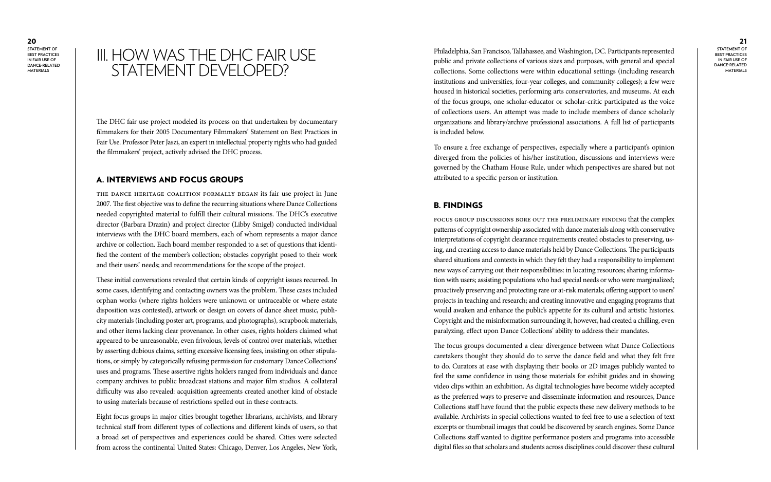# III. HOW WAS THE DHC FAIR USE STATEMENT DEVELOPED?

The DHC fair use project modeled its process on that undertaken by documentary filmmakers for their 2005 Documentary Filmmakers' Statement on Best Practices in Fair Use. Professor Peter Jaszi, an expert in intellectual property rights who had guided the filmmakers' project, actively advised the DHC process.

## A. INTERVIEWS AND FOCUS GROUPS

THE DANCE HERITAGE COALITION FORMALLY BEGAN its fair use project in June 2007. The first objective was to define the recurring situations where Dance Collections needed copyrighted material to fulfill their cultural missions. The DHC's executive director (Barbara Drazin) and project director (Libby Smigel) conducted individual interviews with the DHC board members, each of whom represents a major dance archive or collection. Each board member responded to a set of questions that identified the content of the member's collection; obstacles copyright posed to their work and their users' needs; and recommendations for the scope of the project.

These initial conversations revealed that certain kinds of copyright issues recurred. In some cases, identifying and contacting owners was the problem. These cases included orphan works (where rights holders were unknown or untraceable or where estate disposition was contested), artwork or design on covers of dance sheet music, publicity materials (including poster art, programs, and photographs), scrapbook materials, and other items lacking clear provenance. In other cases, rights holders claimed what appeared to be unreasonable, even frivolous, levels of control over materials, whether by asserting dubious claims, setting excessive licensing fees, insisting on other stipulations, or simply by categorically refusing permission for customary Dance Collections' uses and programs. These assertive rights holders ranged from individuals and dance company archives to public broadcast stations and major film studios. A collateral difficulty was also revealed: acquisition agreements created another kind of obstacle to using materials because of restrictions spelled out in these contracts.

Eight focus groups in major cities brought together librarians, archivists, and library technical staff from different types of collections and different kinds of users, so that a broad set of perspectives and experiences could be shared. Cities were selected from across the continental United States: Chicago, Denver, Los Angeles, New York, Philadelphia, San Francisco, Tallahassee, and Washington, DC. Participants represented public and private collections of various sizes and purposes, with general and special collections. Some collections were within educational settings (including research institutions and universities, four-year colleges, and community colleges); a few were housed in historical societies, performing arts conservatories, and museums. At each of the focus groups, one scholar-educator or scholar-critic participated as the voice of collections users. An attempt was made to include members of dance scholarly organizations and library/archive professional associations. A full list of participants is included below.

To ensure a free exchange of perspectives, especially where a participant's opinion diverged from the policies of his/her institution, discussions and interviews were governed by the Chatham House Rule, under which perspectives are shared but not attributed to a specific person or institution.

## B. FINDINGS

FOCUS GROUP DISCUSSIONS BORE OUT THE PRELIMINARY FINDING that the complex patterns of copyright ownership associated with dance materials along with conservative interpretations of copyright clearance requirements created obstacles to preserving, using, and creating access to dance materials held by Dance Collections. The participants shared situations and contexts in which they felt they had a responsibility to implement new ways of carrying out their responsibilities: in locating resources; sharing information with users; assisting populations who had special needs or who were marginalized; proactively preserving and protecting rare or at-risk materials; offering support to users' projects in teaching and research; and creating innovative and engaging programs that would awaken and enhance the public's appetite for its cultural and artistic histories. Copyright and the misinformation surrounding it, however, had created a chilling, even paralyzing, effect upon Dance Collections' ability to address their mandates.

The focus groups documented a clear divergence between what Dance Collections caretakers thought they should do to serve the dance field and what they felt free to do. Curators at ease with displaying their books or 2D images publicly wanted to feel the same confidence in using those materials for exhibit guides and in showing video clips within an exhibition. As digital technologies have become widely accepted as the preferred ways to preserve and disseminate information and resources, Dance Collections staff have found that the public expects these new delivery methods to be available. Archivists in special collections wanted to feel free to use a selection of text excerpts or thumbnail images that could be discovered by search engines. Some Dance Collections staff wanted to digitize performance posters and programs into accessible digital files so that scholars and students across disciplines could discover these cultural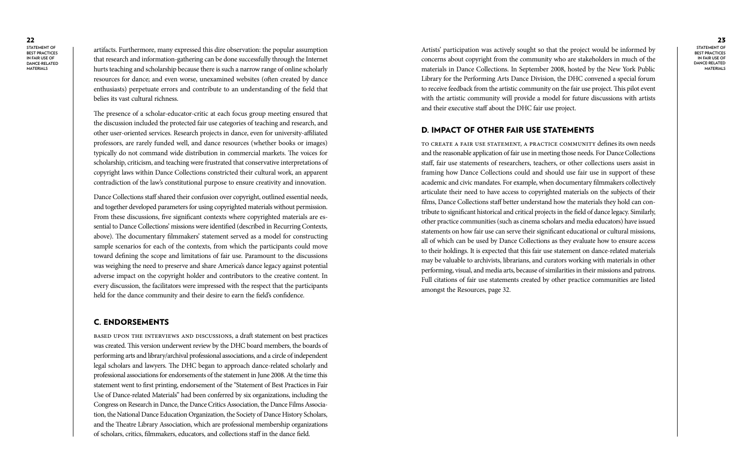artifacts. Furthermore, many expressed this dire observation: the popular assumption that research and information-gathering can be done successfully through the Internet hurts teaching and scholarship because there is such a narrow range of online scholarly resources for dance; and even worse, unexamined websites (often created by dance enthusiasts) perpetuate errors and contribute to an understanding of the field that belies its vast cultural richness.

The presence of a scholar-educator-critic at each focus group meeting ensured that the discussion included the protected fair use categories of teaching and research, and other user-oriented services. Research projects in dance, even for university-affiliated professors, are rarely funded well, and dance resources (whether books or images) typically do not command wide distribution in commercial markets. The voices for scholarship, criticism, and teaching were frustrated that conservative interpretations of copyright laws within Dance Collections constricted their cultural work, an apparent contradiction of the law's constitutional purpose to ensure creativity and innovation.

Dance Collections staff shared their confusion over copyright, outlined essential needs, and together developed parameters for using copyrighted materials without permission. From these discussions, five significant contexts where copyrighted materials are essential to Dance Collections' missions were identified (described in Recurring Contexts, above). The documentary filmmakers' statement served as a model for constructing sample scenarios for each of the contexts, from which the participants could move toward defining the scope and limitations of fair use. Paramount to the discussions was weighing the need to preserve and share America's dance legacy against potential adverse impact on the copyright holder and contributors to the creative content. In every discussion, the facilitators were impressed with the respect that the participants held for the dance community and their desire to earn the field's confidence.

## C. Endorsements

Based upon the interviews and discussions, a draft statement on best practices was created. This version underwent review by the DHC board members, the boards of performing arts and library/archival professional associations, and a circle of independent legal scholars and lawyers. The DHC began to approach dance-related scholarly and professional associations for endorsements of the statement in June 2008. At the time this statement went to first printing, endorsement of the "Statement of Best Practices in Fair Use of Dance-related Materials" had been conferred by six organizations, including the Congress on Research in Dance, the Dance Critics Association, the Dance Films Association, the National Dance Education Organization, the Society of Dance History Scholars, and the Theatre Library Association, which are professional membership organizations of scholars, critics, filmmakers, educators, and collections staff in the dance field.

Artists' participation was actively sought so that the project would be informed by concerns about copyright from the community who are stakeholders in much of the materials in Dance Collections. In September 2008, hosted by the New York Public Library for the Performing Arts Dance Division, the DHC convened a special forum to receive feedback from the artistic community on the fair use project. This pilot event with the artistic community will provide a model for future discussions with artists and their executive staff about the DHC fair use project.

## D. Impact of Other Fair Use Statements

To create a fair use statement, a practice community defines its own needs and the reasonable application of fair use in meeting those needs. For Dance Collections staff, fair use statements of researchers, teachers, or other collections users assist in framing how Dance Collections could and should use fair use in support of these academic and civic mandates. For example, when documentary filmmakers collectively articulate their need to have access to copyrighted materials on the subjects of their films, Dance Collections staff better understand how the materials they hold can contribute to significant historical and critical projects in the field of dance legacy. Similarly, other practice communities (such as cinema scholars and media educators) have issued statements on how fair use can serve their significant educational or cultural missions, all of which can be used by Dance Collections as they evaluate how to ensure access to their holdings. It is expected that this fair use statement on dance-related materials may be valuable to archivists, librarians, and curators working with materials in other performing, visual, and media arts, because of similarities in their missions and patrons. Full citations of fair use statements created by other practice communities are listed amongst the Resources, page 32.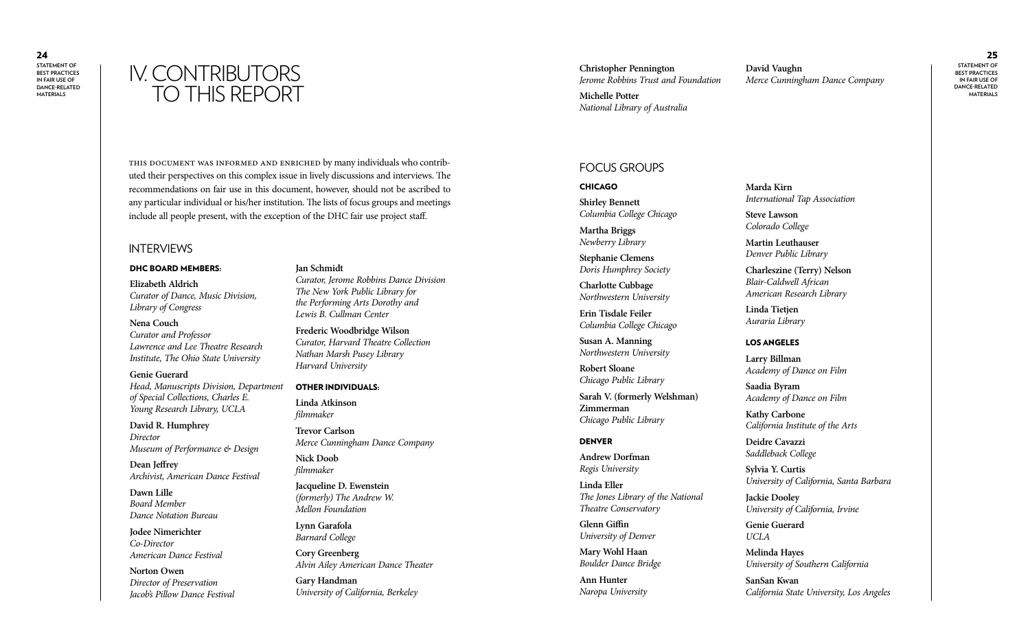# IV. CONTRIBUTORS TO THIS REPORT

This document was informed and enriched by many individuals who contributed their perspectives on this complex issue in lively discussions and interviews. The recommendations on fair use in this document, however, should not be ascribed to any particular individual or his/her institution. The lists of focus groups and meetings include all people present, with the exception of the DHC fair use project staff.

## INTERVIEWS

### DHC BOARD MEMBERS:

**Elizabeth Aldrich**
*Curator of Dance, Music Division, Library of Congress*

**Nena Couch**
*Curator and Professor*
*Lawrence and Lee Theatre Research Institute, The Ohio State University*

**Genie Guerard**
*Head, Manuscripts Division, Department of Special Collections, Charles E. Young Research Library, UCLA*

**David R. Humphrey**
*Director*
*Museum of Performance & Design*

**Dean Jeffrey**
*Archivist, American Dance Festival*

**Dawn Lille**
*Board Member*
*Dance Notation Bureau*

**Jodee Nimerichter**
*Co-Director*
*American Dance Festival*

**Norton Owen**
*Director of Preservation*
*Jacob's Pillow Dance Festival*

**Jan Schmidt**
*Curator, Jerome Robbins Dance Division*
*The New York Public Library for the Performing Arts Dorothy and Lewis B. Cullman Center*

**Frederic Woodbridge Wilson**
*Curator, Harvard Theatre Collection*
*Nathan Marsh Pusey Library*
*Harvard University*

### OTHER INDIVIDUALS:

**Linda Atkinson**
*filmmaker*

**Trevor Carlson**
*Merce Cunningham Dance Company*

**Nick Doob**
*filmmaker*

**Jacqueline D. Ewenstein**
*(formerly) The Andrew W. Mellon Foundation*

**Lynn Garafola**
*Barnard College*

**Cory Greenberg**
*Alvin Ailey American Dance Theater*

**Gary Handman**
*University of California, Berkeley*

**Christopher Pennington**
*Jerome Robbins Trust and Foundation*

**Michelle Potter**
*National Library of Australia*

**David Vaughn**
*Merce Cunningham Dance Company*

## FOCUS GROUPS

### CHICAGO

**Shirley Bennett**
*Columbia College Chicago*

**Martha Briggs**
*Newberry Library*

**Stephanie Clemens**
*Doris Humphrey Society*

**Charlotte Cubbage**
*Northwestern University*

**Erin Tisdale Feiler**
*Columbia College Chicago*

**Susan A. Manning**
*Northwestern University*

**Robert Sloane**
*Chicago Public Library*

**Sarah V. (formerly Welshman) Zimmerman**
*Chicago Public Library*

### DENVER

**Andrew Dorfman**
*Regis University*

**Linda Eller**
*The Jones Library of the National Theatre Conservatory*

**Glenn Giffin**
*University of Denver*

**Mary Wohl Haan**
*Boulder Dance Bridge*

**Ann Hunter**
*Naropa University*

**Marda Kirn**
*International Tap Association*

**Steve Lawson**
*Colorado College*

**Martin Leuthauser**
*Denver Public Library*

**Charleszine (Terry) Nelson**
*Blair-Caldwell African American Research Library*

**Linda Tietjen**
*Auraria Library*

### LOS ANGELES

**Larry Billman**
*Academy of Dance on Film*

**Saadia Byram**
*Academy of Dance on Film*

**Kathy Carbone**
*California Institute of the Arts*

**Deidre Cavazzi**
*Saddleback College*

**Sylvia Y. Curtis**
*University of California, Santa Barbara*

**Jackie Dooley**
*University of California, Irvine*

**Genie Guerard**
*UCLA*

**Melinda Hayes**
*University of Southern California*

**SanSan Kwan**
*California State University, Los Angeles*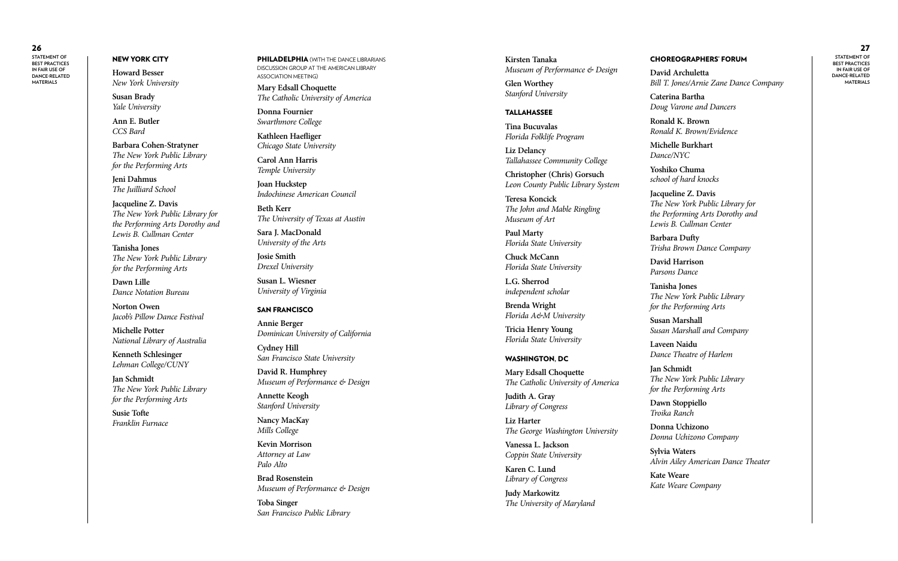## NEW YORK CITY

**Howard Besser**
*New York University*

**Susan Brady**
*Yale University*

**Ann E. Butler**
*CCS Bard*

**Barbara Cohen-Stratyner**
*The New York Public Library for the Performing Arts*

**Jeni Dahmus**
*The Juilliard School*

**Jacqueline Z. Davis**
*The New York Public Library for the Performing Arts Dorothy and Lewis B. Cullman Center*

**Tanisha Jones**
*The New York Public Library for the Performing Arts*

**Dawn Lille**
*Dance Notation Bureau*

**Norton Owen**
*Jacob's Pillow Dance Festival*

**Michelle Potter**
*National Library of Australia*

**Kenneth Schlesinger**
*Lehman College/CUNY*

**Jan Schmidt**
*The New York Public Library for the Performing Arts*

**Susie Tofte**
*Franklin Furnace*

## PHILADELPHIA (WITH THE DANCE LIBRARIANS DISCUSSION GROUP AT THE AMERICAN LIBRARY ASSOCIATION MEETING)

**Mary Edsall Choquette**
*The Catholic University of America*

**Donna Fournier**
*Swarthmore College*

**Kathleen Haefliger**
*Chicago State University*

**Carol Ann Harris**
*Temple University*

**Joan Huckstep**
*Indochinese American Council*

**Beth Kerr**
*The University of Texas at Austin*

**Sara J. MacDonald**
*University of the Arts*

**Josie Smith**
*Drexel University*

**Susan L. Wiesner**
*University of Virginia*

## SAN FRANCISCO

**Annie Berger**
*Dominican University of California*

**Cydney Hill**
*San Francisco State University*

**David R. Humphrey**
*Museum of Performance & Design*

**Annette Keogh**
*Stanford University*

**Nancy MacKay**
*Mills College*

**Kevin Morrison**
*Attorney at Law Palo Alto*

**Brad Rosenstein**
*Museum of Performance & Design*

**Toba Singer**
*San Francisco Public Library*

**Kirsten Tanaka**
*Museum of Performance & Design*

**Glen Worthey**
*Stanford University*

## TALLAHASSEE

**Tina Bucuvalas**
*Florida Folklife Program*

**Liz Delancy**
*Tallahassee Community College*

**Christopher (Chris) Gorsuch**
*Leon County Public Library System*

**Teresa Koncick**
*The John and Mable Ringling Museum of Art*

**Paul Marty**
*Florida State University*

**Chuck McCann**
*Florida State University*

**L.G. Sherrod**
*independent scholar*

**Brenda Wright**
*Florida A&M University*

**Tricia Henry Young**
*Florida State University*

## WASHINGTON, DC

**Mary Edsall Choquette**
*The Catholic University of America*

**Judith A. Gray**
*Library of Congress*

**Liz Harter**
*The George Washington University*

**Vanessa L. Jackson**
*Coppin State University*

**Karen C. Lund**
*Library of Congress*

**Judy Markowitz**
*The University of Maryland*

## CHOREOGRAPHERS' FORUM

**David Archuletta**
*Bill T. Jones/Arnie Zane Dance Company*

**Caterina Bartha**
*Doug Varone and Dancers*

**Ronald K. Brown**
*Ronald K. Brown/Evidence*

**Michelle Burkhart**
*Dance/NYC*

**Yoshiko Chuma**
*school of hard knocks*

**Jacqueline Z. Davis**
*The New York Public Library for the Performing Arts Dorothy and Lewis B. Cullman Center*

**Barbara Dufty**
*Trisha Brown Dance Company*

**David Harrison**
*Parsons Dance*

**Tanisha Jones**
*The New York Public Library for the Performing Arts*

**Susan Marshall**
*Susan Marshall and Company*

**Laveen Naidu**
*Dance Theatre of Harlem*

**Jan Schmidt**
*The New York Public Library for the Performing Arts*

**Dawn Stoppiello**
*Troika Ranch*

**Donna Uchizono**
*Donna Uchizono Company*

**Sylvia Waters**
*Alvin Ailey American Dance Theater*

**Kate Weare**
*Kate Weare Company*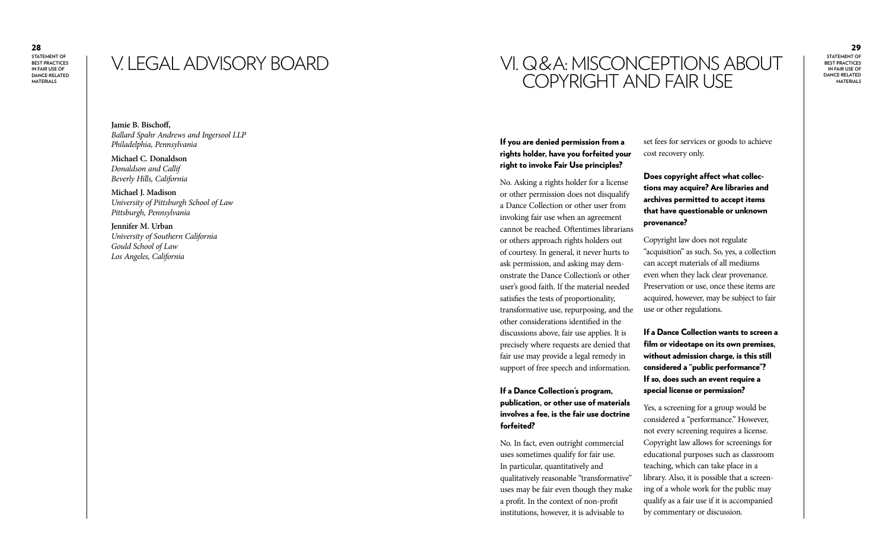# V. LEGAL ADVISORY BOARD

**Jamie B. Bischoff,**
*Ballard Spahr Andrews and Ingersool LLP*
*Philadelphia, Pennsylvania*

**Michael C. Donaldson**
*Donaldson and Callif*
*Beverly Hills, California*

**Michael J. Madison**
*University of Pittsburgh School of Law*
*Pittsburgh, Pennsylvania*

**Jennifer M. Urban**
*University of Southern California*
*Gould School of Law*
*Los Angeles, California*

# VI. Q&A: MISCONCEPTIONS ABOUT COPYRIGHT AND FAIR USE

**If you are denied permission from a rights holder, have you forfeited your right to invoke Fair Use principles?**

No. Asking a rights holder for a license or other permission does not disqualify a Dance Collection or other user from invoking fair use when an agreement cannot be reached. Oftentimes librarians or others approach rights holders out of courtesy. In general, it never hurts to ask permission, and asking may demonstrate the Dance Collection's or other user's good faith. If the material needed satisfies the tests of proportionality, transformative use, repurposing, and the other considerations identified in the discussions above, fair use applies. It is precisely where requests are denied that fair use may provide a legal remedy in support of free speech and information.

**If a Dance Collection's program, publication, or other use of materials involves a fee, is the fair use doctrine forfeited?**

No. In fact, even outright commercial uses sometimes qualify for fair use. In particular, quantitatively and qualitatively reasonable "transformative" uses may be fair even though they make a profit. In the context of non-profit institutions, however, it is advisable to set fees for services or goods to achieve cost recovery only.

**Does copyright affect what collections may acquire? Are libraries and archives permitted to accept items that have questionable or unknown provenance?**

Copyright law does not regulate "acquisition" as such. So, yes, a collection can accept materials of all mediums even when they lack clear provenance. Preservation or use, once these items are acquired, however, may be subject to fair use or other regulations.

**If a Dance Collection wants to screen a film or videotape on its own premises, without admission charge, is this still considered a "public performance"? If so, does such an event require a special license or permission?**

Yes, a screening for a group would be considered a "performance." However, not every screening requires a license. Copyright law allows for screenings for educational purposes such as classroom teaching, which can take place in a library. Also, it is possible that a screening of a whole work for the public may qualify as a fair use if it is accompanied by commentary or discussion.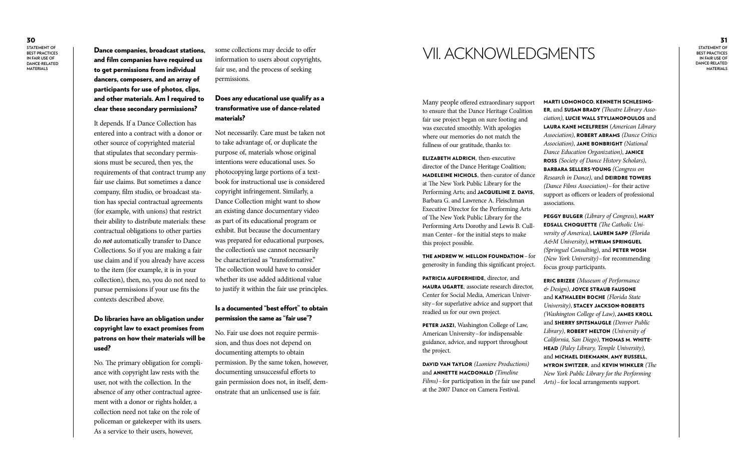### Dance companies, broadcast stations, and film companies have required us to get permissions from individual dancers, composers, and an array of participants for use of photos, clips, and other materials. Am I required to clear these secondary permissions?

It depends. If a Dance Collection has entered into a contract with a donor or other source of copyrighted material that stipulates that secondary permissions must be secured, then yes, the requirements of that contract trump any fair use claims. But sometimes a dance company, film studio, or broadcast station has special contractual agreements (for example, with unions) that restrict their ability to distribute materials: these contractual obligations to other parties do ***not*** automatically transfer to Dance Collections. So if you are making a fair use claim and if you already have access to the item (for example, it is in your collection), then, no, you do not need to pursue permissions if your use fits the contexts described above.

### Do libraries have an obligation under copyright law to exact promises from patrons on how their materials will be used?

No. The primary obligation for compliance with copyright law rests with the user, not with the collection. In the absence of any other contractual agreement with a donor or rights holder, a collection need not take on the role of policeman or gatekeeper with its users. As a service to their users, however, some collections may decide to offer information to users about copyrights, fair use, and the process of seeking permissions.

### Does any educational use qualify as a transformative use of dance-related materials?

Not necessarily. Care must be taken not to take advantage of, or duplicate the purpose of, materials whose original intentions were educational uses. So photocopying large portions of a textbook for instructional use is considered copyright infringement. Similarly, a Dance Collection might want to show an existing dance documentary video as part of its educational program or exhibit. But because the documentary was prepared for educational purposes, the collection's use cannot necessarily be characterized as "transformative." The collection would have to consider whether its use added additional value to justify it within the fair use principles.

### Is a documented "best effort" to obtain permission the same as "fair use"?

No. Fair use does not require permission, and thus does not depend on documenting attempts to obtain permission. By the same token, however, documenting unsuccessful efforts to gain permission does not, in itself, demonstrate that an unlicensed use is fair.

# VII. ACKNOWLEDGMENTS

Many people offered extraordinary support to ensure that the Dance Heritage Coalition fair use project began on sure footing and was executed smoothly. With apologies where our memories do not match the fullness of our gratitude, thanks to:

**Elizabeth Aldrich**, then-executive director of the Dance Heritage Coalition; **Madeleine Nichols**, then-curator of dance at The New York Public Library for the Performing Arts; and **Jacqueline Z. Davis**, Barbara G. and Lawrence A. Fleischman Executive Director for the Performing Arts of The New York Public Library for the Performing Arts Dorothy and Lewis B. Cullman Center – for the initial steps to make this project possible.

**The Andrew W. Mellon Foundation** – for generosity in funding this significant project.

**Patricia Aufderheide**, director, and **Maura Ugarte**, associate research director, Center for Social Media, American University – for superlative advice and support that readied us for our own project.

**Peter Jaszi**, Washington College of Law, American University – for indispensable guidance, advice, and support throughout the project.

**David Van Taylor** *(Lumiere Productions)* and **Annette MacDonald** *(Timeline Films)* – for participation in the fair use panel at the 2007 Dance on Camera Festival.

**Marti LoMonoco**, **Kenneth Schlesinger**, and **Susan Brady** *(Theatre Library Association)*, **Lucie Wall Stylianopoulos** and **Laura Kane McElfresh** *(American Library Association)*, **Robert Abrams** *(Dance Critics Association)*, **Jane Bonbright** *(National Dance Education Organization)*, **Janice Ross** *(Society of Dance History Scholars)*, **Barbara Sellers-Young** *(Congress on Research in Dance)*, and **Deirdre Towers** *(Dance Films Association)* – for their active support as officers or leaders of professional associations.

**Peggy Bulger** *(Library of Congress)*, **Mary Edsall Choquette** *(The Catholic University of America)*, **Lauren Sapp** *(Florida A&M University)*, **Myriam Springuel** *(Springuel Consulting)*, and **Peter Wosh** *(New York University)* – for recommending focus group participants.

**Eric Brizee** *(Museum of Performance & Design)*, **Joyce Straub Fausone** and **Kathaleen Boche** *(Florida State University)*, **Stacey Jackson-Roberts** *(Washington College of Law)*, **James Kroll** and **Sherry Spitsnaugle** *(Denver Public Library)*, **Robert Melton** *(University of California, San Diego)*, **Thomas M. Whitehead** *(Paley Library, Temple University)*, and **Michael Diekmann**, **Amy Russell**, **Myron Switzer**, and **Kevin Winkler** *(The New York Public Library for the Performing Arts)* – for local arrangements support.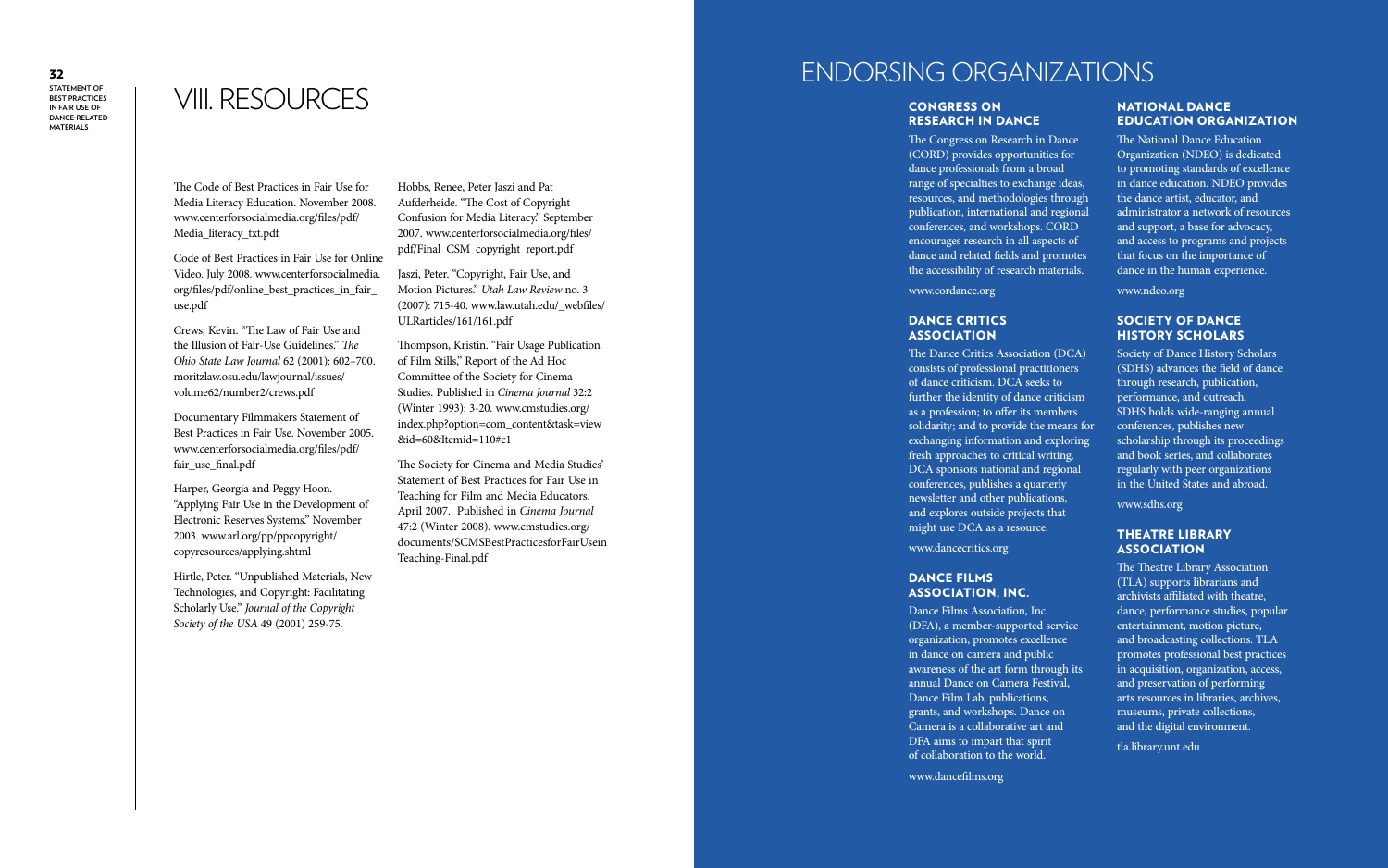# VIII. RESOURCES

The Code of Best Practices in Fair Use for Media Literacy Education. November 2008. www.centerforsocialmedia.org/files/pdf/Media_literacy_txt.pdf

Code of Best Practices in Fair Use for Online Video. July 2008. www.centerforsocialmedia.org/files/pdf/online_best_practices_in_fair_use.pdf

Crews, Kevin. "The Law of Fair Use and the Illusion of Fair-Use Guidelines." *The Ohio State Law Journal* 62 (2001): 602–700. moritzlaw.osu.edu/lawjournal/issues/volume62/number2/crews.pdf

Documentary Filmmakers Statement of Best Practices in Fair Use. November 2005. www.centerforsocialmedia.org/files/pdf/fair_use_final.pdf

Harper, Georgia and Peggy Hoon. "Applying Fair Use in the Development of Electronic Reserves Systems." November 2003. www.arl.org/pp/ppcopyright/copyresources/applying.shtml

Hirtle, Peter. "Unpublished Materials, New Technologies, and Copyright: Facilitating Scholarly Use." *Journal of the Copyright Society of the USA* 49 (2001) 259-75.

Hobbs, Renee, Peter Jaszi and Pat Aufderheide. "The Cost of Copyright Confusion for Media Literacy." September 2007. www.centerforsocialmedia.org/files/pdf/Final_CSM_copyright_report.pdf

Jaszi, Peter. "Copyright, Fair Use, and Motion Pictures." *Utah Law Review* no. 3 (2007): 715-40. www.law.utah.edu/_webfiles/ULRarticles/161/161.pdf

Thompson, Kristin. "Fair Usage Publication of Film Stills," Report of the Ad Hoc Committee of the Society for Cinema Studies. Published in *Cinema Journal* 32:2 (Winter 1993): 3-20. www.cmstudies.org/index.php?option=com_content&task=view&id=60&Itemid=110#c1

The Society for Cinema and Media Studies' Statement of Best Practices for Fair Use in Teaching for Film and Media Educators. April 2007. Published in *Cinema Journal* 47:2 (Winter 2008). www.cmstudies.org/documents/SCMSBestPracticesforFairUseinTeaching-Final.pdf

# ENDORSING ORGANIZATIONS

### CONGRESS ON RESEARCH IN DANCE

The Congress on Research in Dance (CORD) provides opportunities for dance professionals from a broad range of specialties to exchange ideas, resources, and methodologies through publication, international and regional conferences, and workshops. CORD encourages research in all aspects of dance and related fields and promotes the accessibility of research materials.

www.cordance.org

### DANCE CRITICS ASSOCIATION

The Dance Critics Association (DCA) consists of professional practitioners of dance criticism. DCA seeks to further the identity of dance criticism as a profession; to offer its members solidarity; and to provide the means for exchanging information and exploring fresh approaches to critical writing. DCA sponsors national and regional conferences, publishes a quarterly newsletter and other publications, and explores outside projects that might use DCA as a resource.

www.dancecritics.org

### DANCE FILMS ASSOCIATION, INC.

Dance Films Association, Inc. (DFA), a member-supported service organization, promotes excellence in dance on camera and public awareness of the art form through its annual Dance on Camera Festival, Dance Film Lab, publications, grants, and workshops. Dance on Camera is a collaborative art and DFA aims to impart that spirit of collaboration to the world.

www.dancefilms.org

### NATIONAL DANCE EDUCATION ORGANIZATION

The National Dance Education Organization (NDEO) is dedicated to promoting standards of excellence in dance education. NDEO provides the dance artist, educator, and administrator a network of resources and support, a base for advocacy, and access to programs and projects that focus on the importance of dance in the human experience.

www.ndeo.org

### SOCIETY OF DANCE HISTORY SCHOLARS

Society of Dance History Scholars (SDHS) advances the field of dance through research, publication, performance, and outreach. SDHS holds wide-ranging annual conferences, publishes new scholarship through its proceedings and book series, and collaborates regularly with peer organizations in the United States and abroad.

www.sdhs.org

### THEATRE LIBRARY ASSOCIATION

The Theatre Library Association (TLA) supports librarians and archivists affiliated with theatre, dance, performance studies, popular entertainment, motion picture, and broadcasting collections. TLA promotes professional best practices in acquisition, organization, access, and preservation of performing arts resources in libraries, archives, museums, private collections, and the digital environment.

tla.library.unt.edu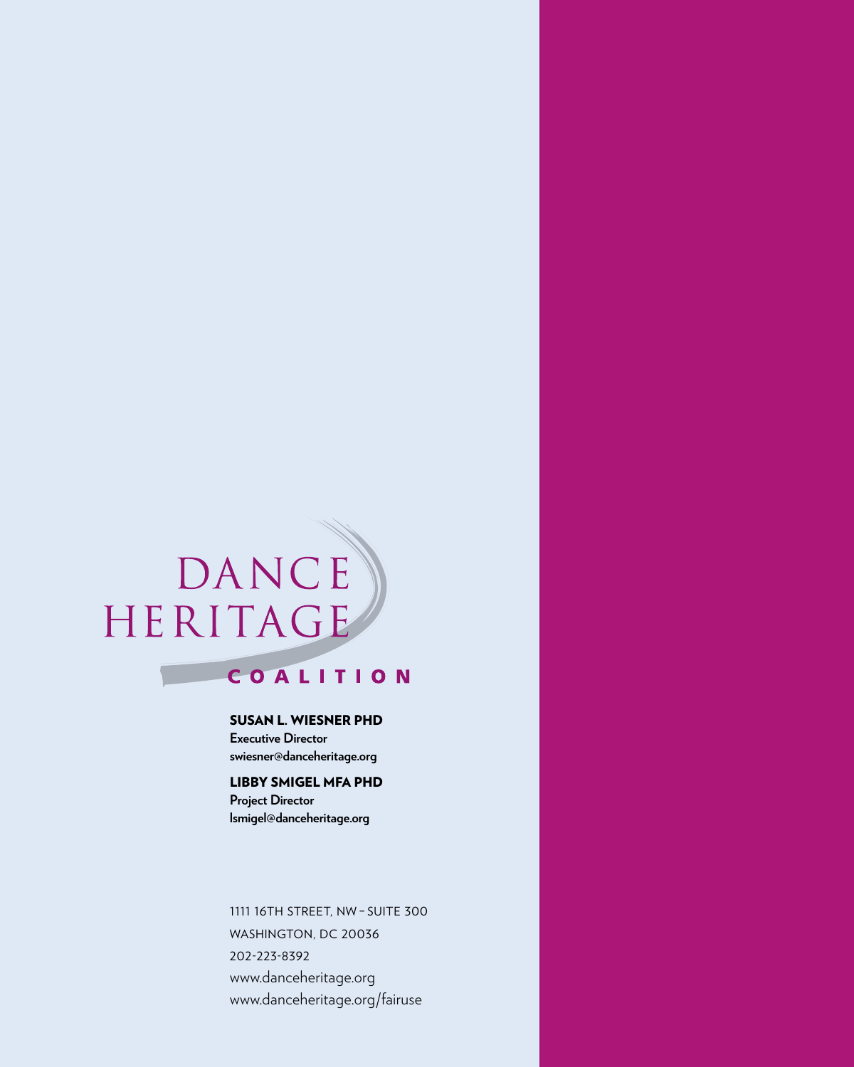DANCE HERITAGE COALITION

**SUSAN L. WIESNER PHD**
**Executive Director**
**swiesner@danceheritage.org**

**LIBBY SMIGEL MFA PHD**
**Project Director**
**lsmigel@danceheritage.org**

1111 16TH STREET, NW – SUITE 300
WASHINGTON, DC 20036
202-223-8392
www.danceheritage.org
www.danceheritage.org/fairuse